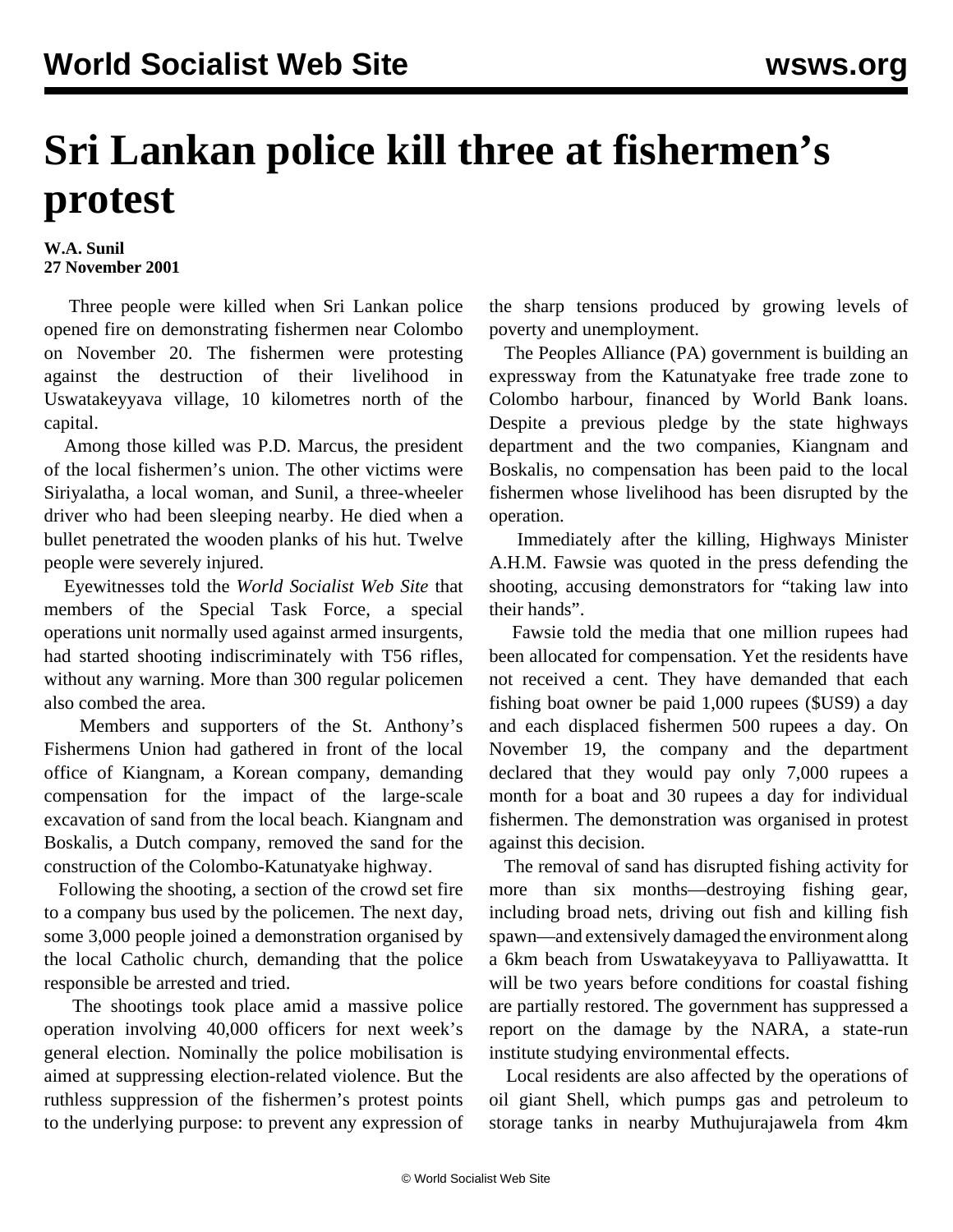# Sri Lankan police kill three at fishermen's protest

**W.A. Sunil**
**27 November 2001**

Three people were killed when Sri Lankan police opened fire on demonstrating fishermen near Colombo on November 20. The fishermen were protesting against the destruction of their livelihood in Uswatakeyyava village, 10 kilometres north of the capital.

Among those killed was P.D. Marcus, the president of the local fishermen's union. The other victims were Siriyalatha, a local woman, and Sunil, a three-wheeler driver who had been sleeping nearby. He died when a bullet penetrated the wooden planks of his hut. Twelve people were severely injured.

Eyewitnesses told the *World Socialist Web Site* that members of the Special Task Force, a special operations unit normally used against armed insurgents, had started shooting indiscriminately with T56 rifles, without any warning. More than 300 regular policemen also combed the area.

Members and supporters of the St. Anthony's Fishermens Union had gathered in front of the local office of Kiangnam, a Korean company, demanding compensation for the impact of the large-scale excavation of sand from the local beach. Kiangnam and Boskalis, a Dutch company, removed the sand for the construction of the Colombo-Katunatyake highway.

Following the shooting, a section of the crowd set fire to a company bus used by the policemen. The next day, some 3,000 people joined a demonstration organised by the local Catholic church, demanding that the police responsible be arrested and tried.

The shootings took place amid a massive police operation involving 40,000 officers for next week's general election. Nominally the police mobilisation is aimed at suppressing election-related violence. But the ruthless suppression of the fishermen's protest points to the underlying purpose: to prevent any expression of the sharp tensions produced by growing levels of poverty and unemployment.

The Peoples Alliance (PA) government is building an expressway from the Katunatyake free trade zone to Colombo harbour, financed by World Bank loans. Despite a previous pledge by the state highways department and the two companies, Kiangnam and Boskalis, no compensation has been paid to the local fishermen whose livelihood has been disrupted by the operation.

Immediately after the killing, Highways Minister A.H.M. Fawsie was quoted in the press defending the shooting, accusing demonstrators for "taking law into their hands".

Fawsie told the media that one million rupees had been allocated for compensation. Yet the residents have not received a cent. They have demanded that each fishing boat owner be paid 1,000 rupees ($US9) a day and each displaced fishermen 500 rupees a day. On November 19, the company and the department declared that they would pay only 7,000 rupees a month for a boat and 30 rupees a day for individual fishermen. The demonstration was organised in protest against this decision.

The removal of sand has disrupted fishing activity for more than six months—destroying fishing gear, including broad nets, driving out fish and killing fish spawn—and extensively damaged the environment along a 6km beach from Uswatakeyyava to Palliyawattta. It will be two years before conditions for coastal fishing are partially restored. The government has suppressed a report on the damage by the NARA, a state-run institute studying environmental effects.

Local residents are also affected by the operations of oil giant Shell, which pumps gas and petroleum to storage tanks in nearby Muthujurajawela from 4km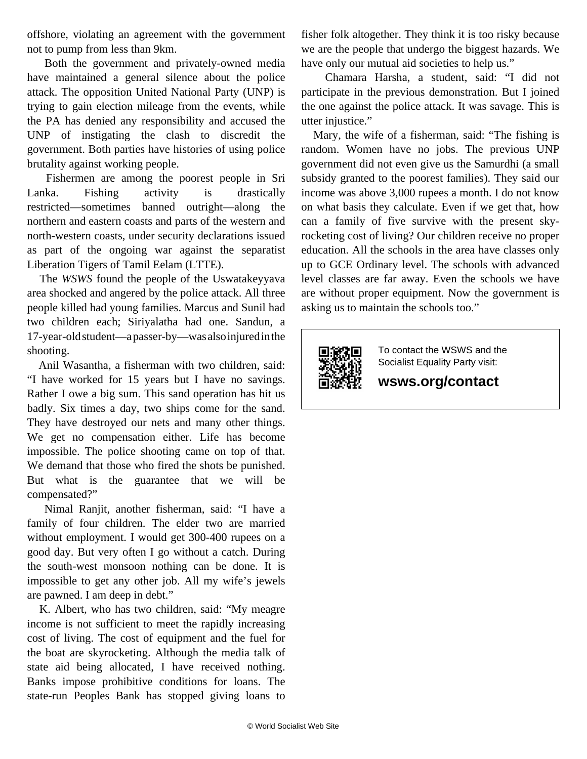offshore, violating an agreement with the government not to pump from less than 9km.

Both the government and privately-owned media have maintained a general silence about the police attack. The opposition United National Party (UNP) is trying to gain election mileage from the events, while the PA has denied any responsibility and accused the UNP of instigating the clash to discredit the government. Both parties have histories of using police brutality against working people.

Fishermen are among the poorest people in Sri Lanka. Fishing activity is drastically restricted—sometimes banned outright—along the northern and eastern coasts and parts of the western and north-western coasts, under security declarations issued as part of the ongoing war against the separatist Liberation Tigers of Tamil Eelam (LTTE).

The *WSWS* found the people of the Uswatakeyyava area shocked and angered by the police attack. All three people killed had young families. Marcus and Sunil had two children each; Siriyalatha had one. Sandun, a 17-year-old student—a passer-by—was also injured in the shooting.

Anil Wasantha, a fisherman with two children, said: "I have worked for 15 years but I have no savings. Rather I owe a big sum. This sand operation has hit us badly. Six times a day, two ships come for the sand. They have destroyed our nets and many other things. We get no compensation either. Life has become impossible. The police shooting came on top of that. We demand that those who fired the shots be punished. But what is the guarantee that we will be compensated?"

Nimal Ranjit, another fisherman, said: "I have a family of four children. The elder two are married without employment. I would get 300-400 rupees on a good day. But very often I go without a catch. During the south-west monsoon nothing can be done. It is impossible to get any other job. All my wife's jewels are pawned. I am deep in debt."

K. Albert, who has two children, said: "My meagre income is not sufficient to meet the rapidly increasing cost of living. The cost of equipment and the fuel for the boat are skyrocketing. Although the media talk of state aid being allocated, I have received nothing. Banks impose prohibitive conditions for loans. The state-run Peoples Bank has stopped giving loans to fisher folk altogether. They think it is too risky because we are the people that undergo the biggest hazards. We have only our mutual aid societies to help us."

Chamara Harsha, a student, said: "I did not participate in the previous demonstration. But I joined the one against the police attack. It was savage. This is utter injustice."

Mary, the wife of a fisherman, said: "The fishing is random. Women have no jobs. The previous UNP government did not even give us the Samurdhi (a small subsidy granted to the poorest families). They said our income was above 3,000 rupees a month. I do not know on what basis they calculate. Even if we get that, how can a family of five survive with the present sky-rocketing cost of living? Our children receive no proper education. All the schools in the area have classes only up to GCE Ordinary level. The schools with advanced level classes are far away. Even the schools we have are without proper equipment. Now the government is asking us to maintain the schools too."

To contact the WSWS and the Socialist Equality Party visit:

**wsws.org/contact**